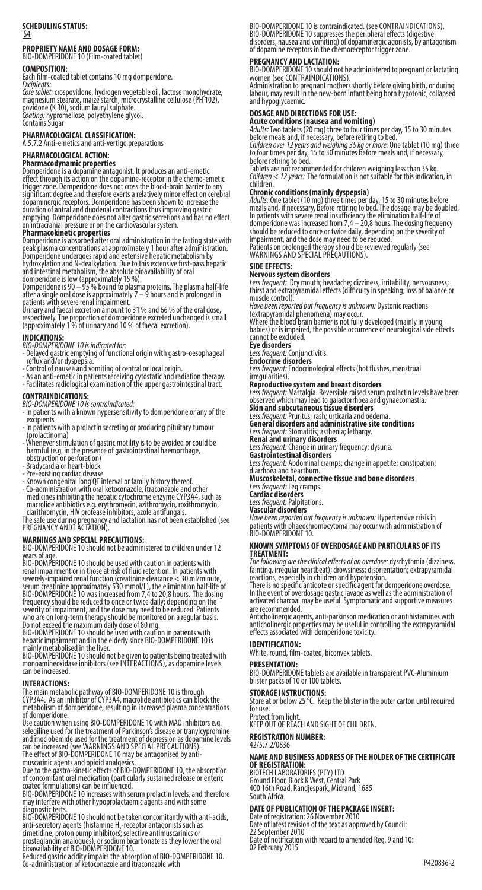**SCHEDULING STATUS:**
S4

**PROPRIETY NAME AND DOSAGE FORM:**
BIO-DOMPERIDONE 10 (Film-coated tablet)

**COMPOSITION:**
Each film-coated tablet contains 10 mg domperidone.
*Excipients:*
*Core tablet:* crospovidone, hydrogen vegetable oil, lactose monohydrate, magnesium stearate, maize starch, microcrystalline cellulose (PH 102), povidone (K 30), sodium lauryl sulphate.
*Coating:* hypromellose, polyethylene glycol.
Contains Sugar

**PHARMACOLOGICAL CLASSIFICATION:**
A.5.7.2 Anti-emetics and anti-vertigo preparations

**PHARMACOLOGICAL ACTION:**
**Pharmacodynamic properties**
Domperidone is a dopamine antagonist. It produces an anti-emetic effect through its action on the dopamine-receptor in the chemo-emetic trigger zone. Domperidone does not cross the blood-brain barrier to any significant degree and therefore exerts a relatively minor effect on cerebral dopaminergic receptors. Domperidone has been shown to increase the duration of antral and duodenal contractions thus improving gastric emptying. Domperidone does not alter gastric secretions and has no effect on intracranial pressure or on the cardiovascular system.
**Pharmacokinetic properties**
Domperidone is absorbed after oral administration in the fasting state with peak plasma concentrations at approximately 1 hour after administration. Domperidone undergoes rapid and extensive hepatic metabolism by hydroxylation and N-dealkylation. Due to this extensive first-pass hepatic and intestinal metabolism, the absolute bioavailability of oral domperidone is low (approximately 15 %).
Domperidone is 90 – 95 % bound to plasma proteins. The plasma half-life after a single oral dose is approximately 7 – 9 hours and is prolonged in patients with severe renal impairment.
Urinary and faecal excretion amount to 31 % and 66 % of the oral dose, respectively. The proportion of domperidone excreted unchanged is small (approximately 1 % of urinary and 10 % of faecal excretion).

**INDICATIONS:**
*BIO-DOMPERIDONE 10 is indicated for:*
- Delayed gastric emptying of functional origin with gastro-oesophageal reflux and/or dyspepsia.
- Control of nausea and vomiting of central or local origin.
- As an anti-emetic in patients receiving cytostatic and radiation therapy.
- Facilitates radiological examination of the upper gastrointestinal tract.

**CONTRAINDICATIONS:**
*BIO-DOMPERIDONE 10 is contraindicated:*
- In patients with a known hypersensitivity to domperidone or any of the excipients
- In patients with a prolactin secreting or producing pituitary tumour (prolactinoma)
- Whenever stimulation of gastric motility is to be avoided or could be harmful (e.g. in the presence of gastrointestinal haemorrhage, obstruction or perforation)
- Bradycardia or heart-block
- Pre-existing cardiac disease
- Known congenital long QT interval or family history thereof.
- Co-administration with oral ketoconazole, itraconazole and other medicines inhibiting the hepatic cytochrome enzyme CYP3A4, such as macrolide antibiotics e.g. erythromycin, azithromycin, roxithromycin, clarithromycin, HIV protease inhibitors, azole antifungals.

The safe use during pregnancy and lactation has not been established (see PREGNANCY AND LACTATION).

**WARNINGS AND SPECIAL PRECAUTIONS:**
BIO-DOMPERIDONE 10 should not be administered to children under 12 years of age.
BIO-DOMPERIDONE 10 should be used with caution in patients with renal impairment or in those at risk of fluid retention. In patients with severely-impaired renal function (creatinine clearance < 30 ml/minute, serum creatinine approximately 530 mmol/L), the elimination half-life of BIO-DOMPERIDONE 10 was increased from 7,4 to 20,8 hours. The dosing frequency should be reduced to once or twice daily; depending on the severity of impairment, and the dose may need to be reduced. Patients who are on long-term therapy should be monitored on a regular basis.
Do not exceed the maximum daily dose of 80 mg.
BIO-DOMPERIDONE 10 should be used with caution in patients with hepatic impairment and in the elderly since BIO-DOMPERIDONE 10 is mainly metabolised in the liver.
BIO-DOMPERIDONE 10 should not be given to patients being treated with monoamineoxidase inhibitors (see INTERACTIONS), as dopamine levels can be increased.

**INTERACTIONS:**
The main metabolic pathway of BIO-DOMPERIDONE 10 is through CYP3A4. As an inhibitor of CYP3A4, macrolide antibiotics can block the metabolism of domperidone, resulting in increased plasma concentrations of domperidone.
Use caution when using BIO-DOMPERIDONE 10 with MAO inhibitors e.g. selegiline used for the treatment of Parkinson's disease or tranylcypromine and moclobemide used for the treatment of depression as dopamine levels can be increased (see WARNINGS AND SPECIAL PRECAUTIONS).
The effect of BIO-DOMPERIDONE 10 may be antagonised by anti-muscarinic agents and opioid analgesics.
Due to the gastro-kinetic effects of BIO-DOMPERIDONE 10, the absorption of concomitant oral medication (particularly sustained release or enteric coated formulations) can be influenced.
BIO-DOMPERIDONE 10 increases with serum prolactin levels, and therefore may interfere with other hypoprolactaemic agents and with some diagnostic tests.
BIO-DOMPERIDONE 10 should not be taken concomitantly with anti-acids, anti-secretory agents (histamine $H_2$-receptor antagonists such as cimetidine; proton pump inhibitors; selective antimuscarinics or prostaglandin analogues), or sodium bicarbonate as they may lower the oral bioavailability of BIO-DOMPERIDONE 10.
Reduced gastric acidity impairs the absorption of BIO-DOMPERIDONE 10.
Co-administration of ketoconazole and itraconazole with BIO-DOMPERIDONE 10 is contraindicated. (see CONTRAINDICATIONS).
BIO-DOMPERIDONE 10 suppresses the peripheral effects (digestive disorders, nausea and vomiting) of dopaminergic agonists, by antagonism of dopamine receptors in the chemoreceptor trigger zone.

**PREGNANCY AND LACTATION:**
BIO-DOMPERIDONE 10 should not be administered to pregnant or lactating women (see CONTRAINDICATIONS).
Administration to pregnant mothers shortly before giving birth, or during labour, may result in the new-born infant being born hypotonic, collapsed and hypoglycaemic.

**DOSAGE AND DIRECTIONS FOR USE:**
**Acute conditions (nausea and vomiting)**
*Adults:* Two tablets (20 mg) three to four times per day, 15 to 30 minutes before meals and, if necessary, before retiring to bed.
*Children over 12 years and weighing 35 kg or more:* One tablet (10 mg) three to four times per day, 15 to 30 minutes before meals and, if necessary, before retiring to bed.
Tablets are not recommended for children weighing less than 35 kg.
*Children < 12 years:* The formulation is not suitable for this indication, in children.
**Chronic conditions (mainly dyspepsia)**
*Adults:* One tablet (10 mg) three times per day, 15 to 30 minutes before meals and, if necessary, before retiring to bed. The dosage may be doubled.
In patients with severe renal insufficiency the elimination half-life of domperidone was increased from 7,4 – 20,8 hours. The dosing frequency should be reduced to once or twice daily, depending on the severity of impairment, and the dose may need to be reduced.
Patients on prolonged therapy should be reviewed regularly (see WARNINGS AND SPECIAL PRECAUTIONS).

**SIDE EFFECTS:**
**Nervous system disorders**
*Less frequent:* Dry mouth; headache; dizziness, irritability, nervousness; thirst and extrapyramidal effects (difficulty in speaking; loss of balance or muscle control).
*Have been reported but frequency is unknown:* Dystonic reactions (extrapyramidal phenomena) may occur.
Where the blood brain barrier is not fully developed (mainly in young babies) or is impaired, the possible occurrence of neurological side effects cannot be excluded.
**Eye disorders**
*Less frequent:* Conjunctivitis.
**Endocrine disorders**
*Less frequent:* Endocrinological effects (hot flushes, menstrual irregularities).
**Reproductive system and breast disorders**
*Less frequent:* Mastalgia. Reversible raised serum prolactin levels have been observed which may lead to galactorrhoea and gynaecomastia.
**Skin and subcutaneous tissue disorders**
*Less frequent:* Pruritus; rash; urticaria and oedema.
**General disorders and administrative site conditions**
*Less frequent:* Stomatitis; asthenia; lethargy.
**Renal and urinary disorders**
*Less frequent:* Change in urinary frequency; dysuria.
**Gastrointestinal disorders**
*Less frequent:* Abdominal cramps; change in appetite; constipation; diarrhoea and heartburn.
**Muscoskeletal, connective tissue and bone disorders**
*Less frequent:* Leg cramps.
**Cardiac disorders**
*Less frequent:* Palpitations.
**Vascular disorders**
*Have been reported but frequency is unknown:* Hypertensive crisis in patients with phaeochromocytoma may occur with administration of BIO-DOMPERIDONE 10.

**KNOWN SYMPTOMS OF OVERDOSAGE AND PARTICULARS OF ITS TREATMENT:**
*The following are the clinical effects of an overdose:* dysrhythmia (dizziness, fainting, irregular heartbeat); drowsiness; disorientation; extrapyramidal reactions, especially in children and hypotension.
There is no specific antidote or specific agent for domperidone overdose. In the event of overdosage gastric lavage as well as the administration of activated charcoal may be useful. Symptomatic and supportive measures are recommended.
Anticholinergic agents, anti-parkinson medication or antihistamines with anticholinergic properties may be useful in controlling the extrapyramidal effects associated with domperidone toxicity.

**IDENTIFICATION:**
White, round, film-coated, biconvex tablets.

**PRESENTATION:**
BIO-DOMPERIDONE tablets are available in transparent PVC-Aluminium blister packs of 10 or 100 tablets.

**STORAGE INSTRUCTIONS:**
Store at or below 25 °C. Keep the blister in the outer carton until required for use.
Protect from light.
KEEP OUT OF REACH AND SIGHT OF CHILDREN.

**REGISTRATION NUMBER:**
42/5.7.2/0836

**NAME AND BUSINESS ADDRESS OF THE HOLDER OF THE CERTIFICATE OF REGISTRATION:**
BIOTECH LABORATORIES (PTY) LTD
Ground Floor, Block K West, Central Park
400 16th Road, Randjespark, Midrand, 1685
South Africa

**DATE OF PUBLICATION OF THE PACKAGE INSERT:**
Date of registration: 26 November 2010
Date of latest revision of the text as approved by Council:
22 September 2010
Date of notification with regard to amended Reg. 9 and 10:
02 February 2015

P420836-2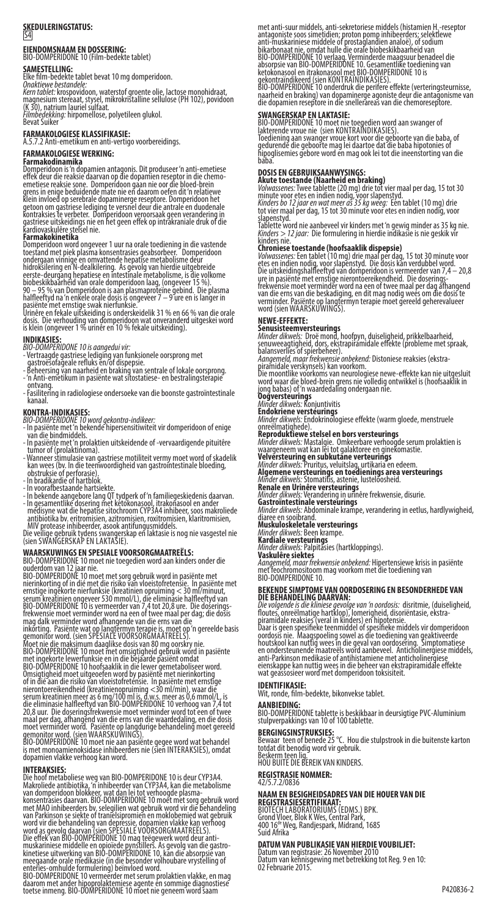**SKEDULERINGSTATUS:**
S4

**EIENDOMSNAAM EN DOSSERING:**
BIO-DOMPERIDONE 10 (Film-bedekte tablet)

**SAMESTELLING:**
Elke film-bedekte tablet bevat 10 mg domperidoon.
*Onaktiewe bestandele:*
*Kern tablet:* krospovidoon, waterstof groente olie, lactose monohidraat, magnesium stearaat, stysel, mikrokristalline sellulose (PH 102), povidoon (K 30), natrium lauriel sulfaat.
*Filmbedekking:* hirpomellose, polyetileen glukol.
Bevat Suiker

**FARMAKOLOGIESE KLASSIFIKASIE:**
A.5.7.2 Anti-emetikum en anti-vertigo voorbereidings.

**FARMAKOLOGIESE WERKING:**
**Farmakodinamika**
Domperidoon is 'n dopamien antagonis. Dit produseer 'n anti-emetiese effek deur die reaksie daarvan op die dopamien reseptor in die chemo-emetiese reaksie sone. Domperidoon gaan nie oor die bloed-brein grens in enige beduidende mate nie en daarom oefen dit 'n relatiewe klein invloed op serebrale dopaminerge reseptore. Domperidoon het getoon om gastriese lediging te versnel deur die antrale en duodenale kontraksies te verbeter. Domperidoon veroorsaak geen verandering in gastriese uitskeidings nie en het geen effek op intrakraniale druk of die kardiovaskulêre stelsel nie.
**Farmakokinetika**
Domperidoon word ongeveer 1 uur na orale toediening in die vastende toestand met piek plasma konsentrasies geabsorbeer. Domperidoon ondergaan vinnige en omvattende hepatiese metabolisme deur hidroksilering en N-dealkilering. As gevolg van hierdie uitgebreide eerste-deurgang hepatiese en intestinale metabolisme, is die volkome biobeskikbaarheid van orale domperidoon laag, (ongeveer 15 %).
90 – 95 % van Domperidoon is aan plasmaproteïne gebind. Die plasma halfleeftyd na 'n enkele orale dosis is ongeveer 7 – 9 ure en is langer in pasiënte met ernstige swak nierfunksie.
Urinêre en fekale uitskeiding is onderskeidelik 31 % en 66 % van die orale dosis. Die verhouding van domperidoon wat onveranderd uitgeskei word is klein (ongeveer 1 % urinêr en 10 % fekale uitskeiding).

**INDIKASIES:**
*BIO-DOMPERIDONE 10 is aangedui vir:*
- Vertraagde gastriese lediging van funksionele oorsprong met gastroësofageale refluks en/of dispepsie.
- Beheersing van naarheid en braking van sentrale of lokale oorsprong.
- 'n Anti-emetikum in pasiënte wat sitostatiese- en bestralingsterapie ontvang.
- Fasilitering in radiologiese ondersoeke van die boonste gastrointestinale kanaal.

**KONTRA-INDIKASIES:**
*BIO-DOMPERIDONE 10 word gekontra-indikeer:*
- In pasiënte met 'n bekende hipersensitiwiteit vir domperidoon of enige van die bindmiddels.
- In pasiënte met 'n prolaktien uitskeidende of -vervaardigende pituitêre tumor of (prolaktinoma).
- Wanneer stimulasie van gastriese motiliteit vermy moet word of skadelik kan wees (bv. In die teenwoordigheid van gastrointestinale bloeding, obstruksie of perforasie).
- In bradikardie of hartblok.
- In voorafbestaande hartsiekte.
- In bekende aangebore lang QT tydperk of 'n familiegeskiedenis daarvan.
- In gesamentlike dosering met ketokonasool, itrakonasool en ander medisyne wat die hepatiese sitochroom CYP3A4 inhibeer, soos makroliede antibiotika bv. eritromisien, azitromisien, roxitromisien, klaritromisien, MIV protease inhibeerder, asook antifungusmiddels.
Die veilige gebruik tydens swangerskap en laktasie is nog nie vasgestel nie (sien SWANGERSKAP EN LAKTASIE).

**WAARSKUWINGS EN SPESIALE VOORSORGMAATREËLS:**
BIO-DOMPERIDONE 10 moet nie toegedien word aan kinders onder die ouderdom van 12 jaar nie.
BIO-DOMPERIDONE 10 moet met sorg gebruik word in pasiënte met nierinkorting of in dié met die risiko van vloeistofretensie. In pasiënte met ernstige ingekorte nierfunksie (kreatinien opruiming < 30 ml/minuut, serum kreatinien ongeveer 530 mmol/L), die eliminasie halfleeftyd van BIO-DOMPERIDONE 10 is vermeerder van 7,4 tot 20,8 ure. Die doseringsfrekwensie moet verminder word na een of twee maal per dag; die dosis mag dalk verminder word afhangende van die erns van die inkorting. Pasiënte wat op langtermyn terapie is, moet op 'n gereelde basis gemonitor word. (sien SPESIALE VOORSORGMAATREËLS).
Moet nie die maksimum daaglikse dosis van 80 mg oorskry nie.
BIO-DOMPERIDONE 10 moet met omsigtigheid gebruik word in pasiënte met ingekorte lewerfunksie en in die bejaarde pasiënt omdat BIO-DOMPERIDONE 10 hoofsaaklik in die lewer gemetaboliseer word.
Omsigtigheid moet uitgeoefen word by pasiënte met nierinkorting of in dié aan die risiko van vloeistofretensie. In pasiënte met ernstige nierontoereikendheid (kreatinienopruiming <30 ml/min) waar die serum kreatinien meer as 6 mg/100 ml is, d.w.s. meer as 0,6 mmol/L, is die eliminasie halfleeftyd van BIO-DOMPERIDONE 10 verhoog van 7,4 tot 20,8 ure. Die doseringsfrekwensie moet verminder word tot een of twee maal per dag, afhangend van die erns van die waardedaling, en die dosis moet verminder word. Pasiënte op langdurige behandeling moet gereeld gemonitor word. (sien WAARSKUWINGS).
BIO-DOMPERIDONE 10 moet nie aan pasiënte gegee word wat behandel is met monoamienoksidase inhibeerders nie (sien INTERAKSIES), omdat dopamien vlakke verhoog kan word.

**INTERAKSIES:**
Die hoof metaboliese weg van BIO-DOMPERIDONE 10 is deur CYP3A4. Makroliede antibiotika, 'n inhibeerder van CYP3A4, kan die metabolisme van domperidoon blokkeer, wat dan lei tot verhoogde plasma-konsentrasies daarvan. BIO-DOMPERIDONE 10 moet met sorg gebruik word met MAO inhibeerders bv. selegilien wat gebruik word vir die behandeling van Parkinson se siekte of tranielsipromieën en moklobemied wat gebruik word vir die behandeling van depressie, dopamien vlakke kan verhoog word as gevolg daarvan (sien SPESIALE VOORSORGMAATREËLS).
Die effek van BIO-DOMPERIDONE 10 word teëgewerk word deur anti-muskariniese middelle en opioïede pynstillers. As gevolg van die gastro-kinetiese uitwerking van BIO-DOMPERIDONE 10, kan die absorpsie van meegaande orale medikasie (in die besonder volhoubare vrystelling of enteries-omhulde formulering) beïnvloed word.
BIO-DOMPERIDONE 10 vermeerder met serum prolaktien vlakke, en mag daarom met ander hipoprolaktiemiese agente en sommige diagnostiese toetse inmeng. BIO-DOMPERIDONE 10 moet nie geneem word saam met anti-suur middels, anti-sekretoriese middels (histamien $H_2$-reseptor antagoniste soos simetidien; proton pomp inhibeerders; selektiewe anti-muskariniese middele of prostaglandien analoë), of sodium bikarbonaat nie, omdat hulle die orale biobeskikbaarheid van BIO-DOMPERIDONE 10 verlaag. Verminderde maagsuur benadeel die absorpsie van BIO-DOMPERIDONE 10. Gesamentlike toediening van ketokonasool en itrakonasool met BIO-DOMPERIDONE 10 is gekontraïndikeerd (sien KONTRAINDIKASIES).
BIO-DOMPERIDONE 10 onderdruk die perifere effekte (verteringsteurnisse, naarheid en braking) van dopaminerge agoniste deur die antagonisme van die dopamien reseptore in die snellereaas van die chemoreseptore.

**SWANGERSKAP EN LAKTASIE:**
BIO-DOMPERIDONE 10 moet nie toegedien word aan swanger of lakterende vroue nie (sien KONTRAINDIKASIES).
Toediening aan swanger vroue kort voor die geboorte van die baba, of gedurende die geboorte mag lei daartoe dat die baba hipotonies of hipoglisemies gebore word en mag ook lei tot die ineenstorting van die baba.

**DOSIS EN GEBRUIKSAANWYSINGS:**
**Akute toestande (Naarheid en braking)**
*Volwassenes:* Twee tablette (20 mg) drie tot vier maal per dag, 15 tot 30 minute voor etes en indien nodig, voor slapenstyd.
*Kinders bo 12 jaar en wat meer as 35 kg weeg:* Een tablet (10 mg) drie tot vier maal per dag, 15 tot 30 minute voor etes en indien nodig, voor slapenstyd.
Tablette word nie aanbeveel vir kinders met 'n gewig minder as 35 kg nie.
*Kinders > 12 jaar:* Die formulering in hierdie indikasie is nie geskik vir kinders nie.
**Chroniese toestande (hoofsaaklik dispepsie)**
*Volwassenes:* Een tablet (10 mg) drie maal per dag, 15 tot 30 minute voor etes en indien nodig, voor slapenstyd. Die dosis kan verdubbel word.
Die uitskeidingshalfleeftyd van domperidoon is vermeerder van 7,4 – 20,8 ure in pasiënte met ernstige nierontoereikendheid. Die doseringsfrekwensie moet verminder word na een of twee maal per dag afhangend van die erns van die beskadiging, en dit mag nodig wees om die dosis te verminder. Pasiënte op langtermyn terapie moet gereeld geherevalueer word (sien WAARSKUWINGS).

**NEWE-EFFEKTE:**
**Senusisteemversteurings**
*Minder dikwels:* Droë mond, hoofpyn, duiseligheid, prikkelbaarheid, senuweeagtigheid, dors, ekstrapiramidale effekte (probleme met spraak, balansverlies of spierbeheer).
*Aangemeld, maar frekwensie onbekend:* Distoniese reaksies (ekstra-piramidale verskynsels) kan voorkom.
Die moontlike voorkoms van neurologiese newe-effekte kan nie uitgesluit word waar die bloed-brein grens nie volledig ontwikkel is (hoofsaaklik in jong babas) of 'n waardedaling ondergaan nie.
**Oogversteurings**
*Minder dikwels:* Konjuntivitis
**Endokriene versteurings**
*Minder dikwels:* Endokrinologiese effekte (warm gloede, menstruele onreëlmatighede).
**Reproduktiewe stelsel en bors versteurings**
*Minder dikwels:* Mastalgie. Omkeerbare verhoogde serum prolaktien is waargeneem wat kan lei tot galaktoree en ginekomastie.
**Velversteuring en subkutane verteurings**
*Minder dikwels:* Pruritus, veluitslag, urtikaria en edeem.
**Algemene versteurings en toedienings area versteurings**
*Minder dikwels:* Stomatitis, astenie, lusteloosheid.
**Renale en Urinêre versteurings**
*Minder dikwels:* Verandering in urinêre frekwensie, disurie.
**Gastrointestinale versteurings**
*Minder dikwels:* Abdominale krampe, verandering in eetlus, hardlywigheid, diaree en sooibrand.
**Muskuloskeletale versteurings**
*Minder dikwels:* Been krampe.
**Kardiale versteurings**
*Minder dikwels:* Palpitasies (hartkloppings).
**Vaskulêre siektes**
*Aangemeld, maar frekwensie onbekend:* Hipertensiewe krisis in pasiënte met feochromositoom mag voorkom met die toediening van BIO-DOMPERIDONE 10.

**BEKENDE SIMPTOME VAN OORDOSERING EN BESONDERHEDE VAN DIE BEHANDELING DAARVAN:**
*Die volgende is die kliniese gevolge van 'n oordosis:* disritmie, (duiseligheid, floutes, onreëlmatige hartklop), lomerigheid, disoriëntasie, ekstra-piramidale reaksies (veral in kinders) en hipotensie.
Daar is geen spesifieke teenmiddel of spesifieke middels vir domperidoon oordosis nie. Maagspoeling sowel as die toediening van geaktiveerde houtskool kan nuttig wees in die geval van oordosering. Simptomatiese en ondersteunende maatreëls word aanbeveel. Anticholinergiese middels, anti-Parkinson medikasie of antihistamiene met anticholinergiese eienskappe kan nuttig wees in die beheer van ekstrapiramidale effekte wat geassosieer word met domperidoon toksisiteit.

**IDENTIFIKASIE:**
Wit, ronde, film-bedekte, bikonvekse tablet.

**AANBIEDING:**
BIO-DOMPERIDONE tablette is beskikbaar in deursigtige PVC-Aluminium stulpverpakkings van 10 of 100 tablette.

**BERGINGSINSTRUKSIES:**
Bewaar teen of benede 25 °C. Hou die stulpstrook in die buitenste karton totdat dit benodig word vir gebruik.
Beskerm teen lig.
HOU BUITE DIE BEREIK VAN KINDERS.

**REGISTRASIE NOMMER:**
42/5.7.2/0836

**NAAM EN BESIGHEIDSADRES VAN DIE HOUER VAN DIE REGISTRASIESERTIFIKAAT:**
BIOTECH LABORATORIUMS (EDMS.) BPK.
Grond Vloer, Blok K Wes, Central Park,
400 16de Weg, Randjespark, Midrand, 1685
Suid Afrika

**DATUM VAN PUBLIKASIE VAN HIERDIE VOUBILJET:**
Datum van registrasie: 26 November 2010
Datum van kennisgewing met betrekking tot Reg. 9 en 10:
02 Februarie 2015.

P420836-2